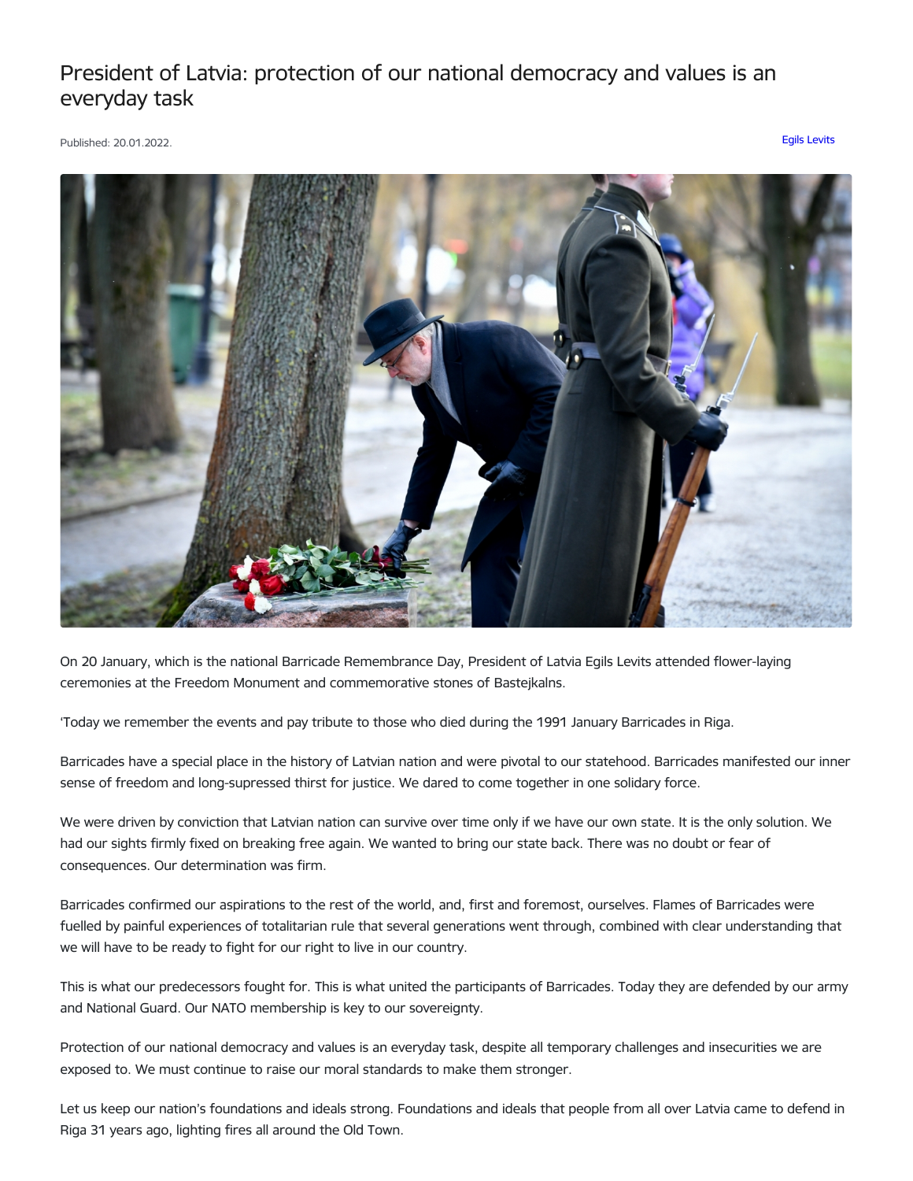# President of Latvia: protection of our national democracy and values is an everyday task

Published: 20.01.2022.

Egils Levits

On 20 January, which is the national Barricade Remembrance Day, President of Latvia Egils Levits attended flower-laying ceremonies at the Freedom Monument and commemorative stones of Bastejkalns.

'Today we remember the events and pay tribute to those who died during the 1991 January Barricades in Riga.

Barricades have a special place in the history of Latvian nation and were pivotal to our statehood. Barricades manifested our inner sense of freedom and long-supressed thirst for justice. We dared to come together in one solidary force.

We were driven by conviction that Latvian nation can survive over time only if we have our own state. It is the only solution. We had our sights firmly fixed on breaking free again. We wanted to bring our state back. There was no doubt or fear of consequences. Our determination was firm.

Barricades confirmed our aspirations to the rest of the world, and, first and foremost, ourselves. Flames of Barricades were fuelled by painful experiences of totalitarian rule that several generations went through, combined with clear understanding that we will have to be ready to fight for our right to live in our country.

This is what our predecessors fought for. This is what united the participants of Barricades. Today they are defended by our army and National Guard. Our NATO membership is key to our sovereignty.

Protection of our national democracy and values is an everyday task, despite all temporary challenges and insecurities we are exposed to. We must continue to raise our moral standards to make them stronger.

Let us keep our nation's foundations and ideals strong. Foundations and ideals that people from all over Latvia came to defend in Riga 31 years ago, lighting fires all around the Old Town.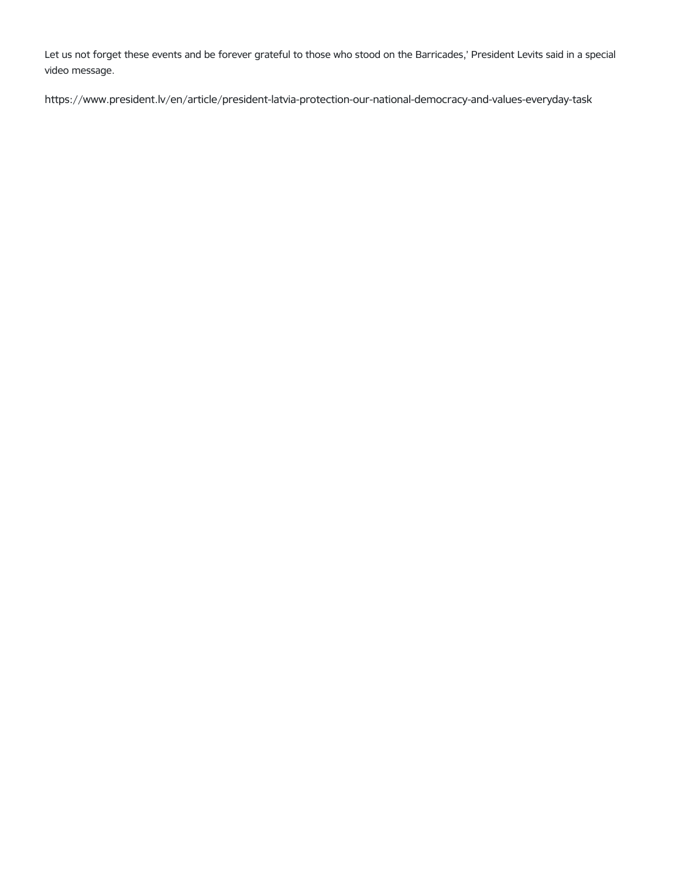Let us not forget these events and be forever grateful to those who stood on the Barricades,' President Levits said in a special video message.

https://www.president.lv/en/article/president-latvia-protection-our-national-democracy-and-values-everyday-task